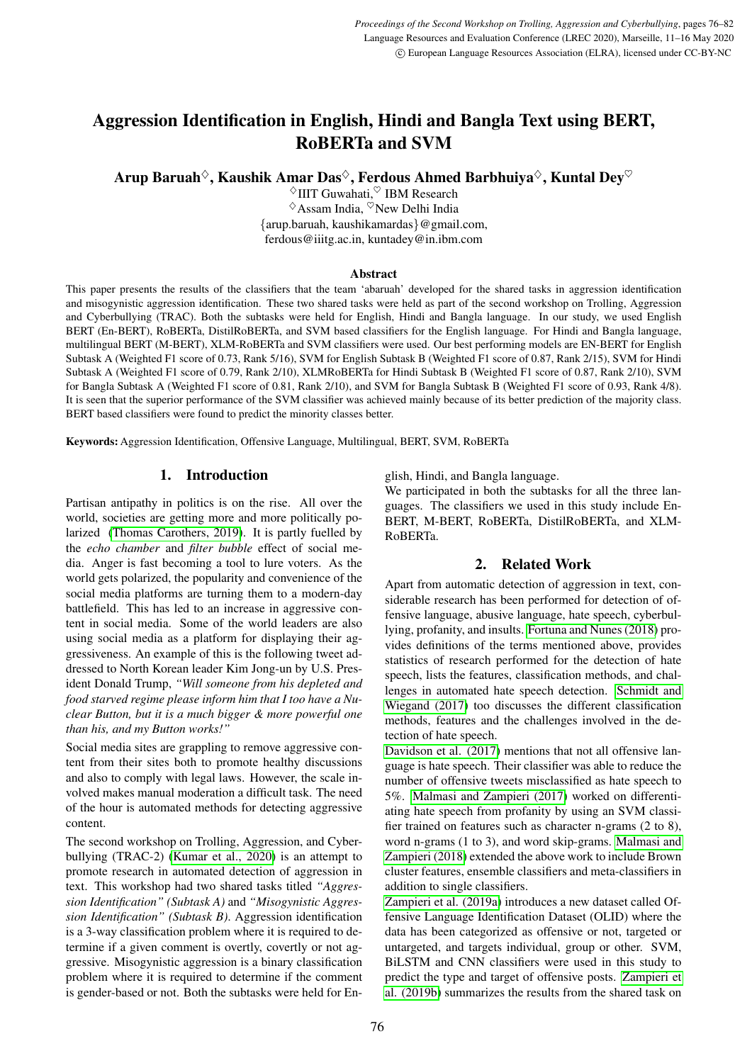# Aggression Identification in English, Hindi and Bangla Text using BERT, RoBERTa and SVM

**Arup Baruah[◇], Kaushik Amar Das[◇], Ferdous Ahmed Barbhuiya[◇], Kuntal Dey[♡]**

[◇]IIIT Guwahati,[♡] IBM Research
[◇]Assam India, [♡]New Delhi India
{arup.baruah, kaushikamardas}@gmail.com,
ferdous@iiitg.ac.in, kuntadey@in.ibm.com

### Abstract

This paper presents the results of the classifiers that the team 'abaruah' developed for the shared tasks in aggression identification and misogynistic aggression identification. These two shared tasks were held as part of the second workshop on Trolling, Aggression and Cyberbullying (TRAC). Both the subtasks were held for English, Hindi and Bangla language. In our study, we used English BERT (En-BERT), RoBERTa, DistilRoBERTa, and SVM based classifiers for the English language. For Hindi and Bangla language, multilingual BERT (M-BERT), XLM-RoBERTa and SVM classifiers were used. Our best performing models are EN-BERT for English Subtask A (Weighted F1 score of 0.73, Rank 5/16), SVM for English Subtask B (Weighted F1 score of 0.87, Rank 2/15), SVM for Hindi Subtask A (Weighted F1 score of 0.79, Rank 2/10), XLMRoBERTa for Hindi Subtask B (Weighted F1 score of 0.87, Rank 2/10), SVM for Bangla Subtask A (Weighted F1 score of 0.81, Rank 2/10), and SVM for Bangla Subtask B (Weighted F1 score of 0.93, Rank 4/8). It is seen that the superior performance of the SVM classifier was achieved mainly because of its better prediction of the majority class. BERT based classifiers were found to predict the minority classes better.

**Keywords:** Aggression Identification, Offensive Language, Multilingual, BERT, SVM, RoBERTa

## 1. Introduction

Partisan antipathy in politics is on the rise. All over the world, societies are getting more and more politically polarized (Thomas Carothers, 2019). It is partly fuelled by the *echo chamber* and *filter bubble* effect of social media. Anger is fast becoming a tool to lure voters. As the world gets polarized, the popularity and convenience of the social media platforms are turning them to a modern-day battlefield. This has led to an increase in aggressive content in social media. Some of the world leaders are also using social media as a platform for displaying their aggressiveness. An example of this is the following tweet addressed to North Korean leader Kim Jong-un by U.S. President Donald Trump, *"Will someone from his depleted and food starved regime please inform him that I too have a Nuclear Button, but it is a much bigger & more powerful one than his, and my Button works!"*

Social media sites are grappling to remove aggressive content from their sites both to promote healthy discussions and also to comply with legal laws. However, the scale involved makes manual moderation a difficult task. The need of the hour is automated methods for detecting aggressive content.

The second workshop on Trolling, Aggression, and Cyberbullying (TRAC-2) (Kumar et al., 2020) is an attempt to promote research in automated detection of aggression in text. This workshop had two shared tasks titled *"Aggression Identification" (Subtask A)* and *"Misogynistic Aggression Identification" (Subtask B)*. Aggression identification is a 3-way classification problem where it is required to determine if a given comment is overtly, covertly or not aggressive. Misogynistic aggression is a binary classification problem where it is required to determine if the comment is gender-based or not. Both the subtasks were held for English, Hindi, and Bangla language.

We participated in both the subtasks for all the three languages. The classifiers we used in this study include En-BERT, M-BERT, RoBERTa, DistilRoBERTa, and XLM-RoBERTa.

## 2. Related Work

Apart from automatic detection of aggression in text, considerable research has been performed for detection of offensive language, abusive language, hate speech, cyberbullying, profanity, and insults. Fortuna and Nunes (2018) provides definitions of the terms mentioned above, provides statistics of research performed for the detection of hate speech, lists the features, classification methods, and challenges in automated hate speech detection. Schmidt and Wiegand (2017) too discusses the different classification methods, features and the challenges involved in the detection of hate speech.

Davidson et al. (2017) mentions that not all offensive language is hate speech. Their classifier was able to reduce the number of offensive tweets misclassified as hate speech to 5%. Malmasi and Zampieri (2017) worked on differentiating hate speech from profanity by using an SVM classifier trained on features such as character n-grams (2 to 8), word n-grams (1 to 3), and word skip-grams. Malmasi and Zampieri (2018) extended the above work to include Brown cluster features, ensemble classifiers and meta-classifiers in addition to single classifiers.

Zampieri et al. (2019a) introduces a new dataset called Offensive Language Identification Dataset (OLID) where the data has been categorized as offensive or not, targeted or untargeted, and targets individual, group or other. SVM, BiLSTM and CNN classifiers were used in this study to predict the type and target of offensive posts. Zampieri et al. (2019b) summarizes the results from the shared task on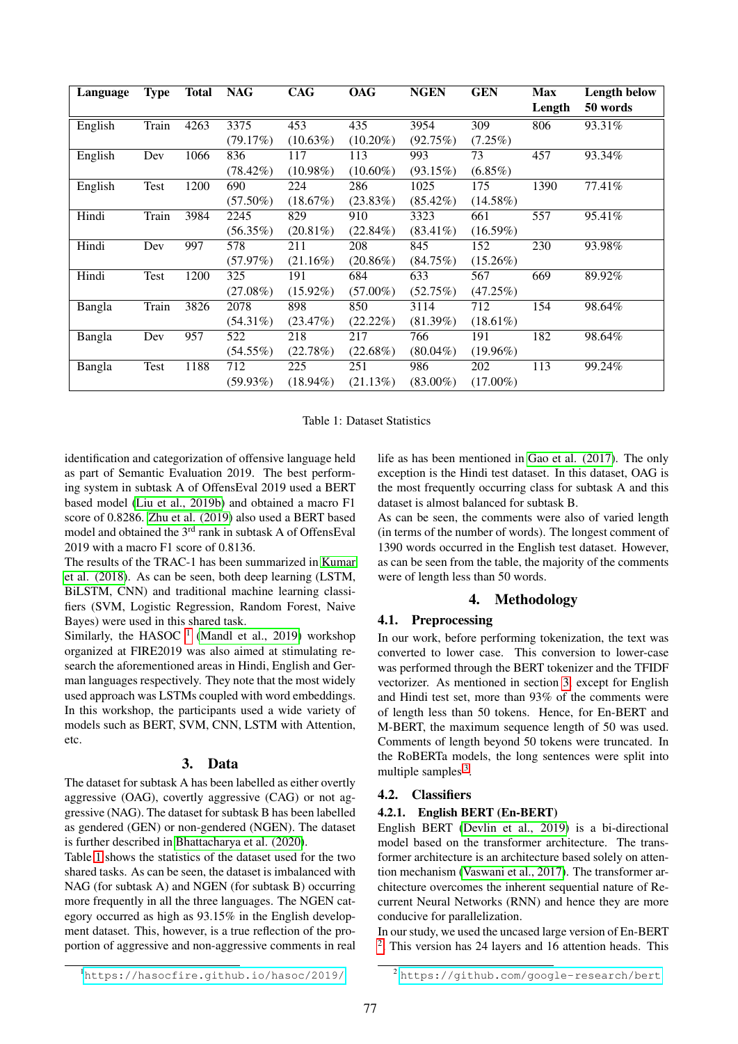| Language | Type | Total | NAG | CAG | OAG | NGEN | GEN | Max Length | Length below 50 words |
|---|---|---|---|---|---|---|---|---|---|
| English | Train | 4263 | 3375 (79.17%) | 453 (10.63%) | 435 (10.20%) | 3954 (92.75%) | 309 (7.25%) | 806 | 93.31% |
| English | Dev | 1066 | 836 (78.42%) | 117 (10.98%) | 113 (10.60%) | 993 (93.15%) | 73 (6.85%) | 457 | 93.34% |
| English | Test | 1200 | 690 (57.50%) | 224 (18.67%) | 286 (23.83%) | 1025 (85.42%) | 175 (14.58%) | 1390 | 77.41% |
| Hindi | Train | 3984 | 2245 (56.35%) | 829 (20.81%) | 910 (22.84%) | 3323 (83.41%) | 661 (16.59%) | 557 | 95.41% |
| Hindi | Dev | 997 | 578 (57.97%) | 211 (21.16%) | 208 (20.86%) | 845 (84.75%) | 152 (15.26%) | 230 | 93.98% |
| Hindi | Test | 1200 | 325 (27.08%) | 191 (15.92%) | 684 (57.00%) | 633 (52.75%) | 567 (47.25%) | 669 | 89.92% |
| Bangla | Train | 3826 | 2078 (54.31%) | 898 (23.47%) | 850 (22.22%) | 3114 (81.39%) | 712 (18.61%) | 154 | 98.64% |
| Bangla | Dev | 957 | 522 (54.55%) | 218 (22.78%) | 217 (22.68%) | 766 (80.04%) | 191 (19.96%) | 182 | 98.64% |
| Bangla | Test | 1188 | 712 (59.93%) | 225 (18.94%) | 251 (21.13%) | 986 (83.00%) | 202 (17.00%) | 113 | 99.24% |

Table 1: Dataset Statistics

identification and categorization of offensive language held as part of Semantic Evaluation 2019. The best performing system in subtask A of OffensEval 2019 used a BERT based model (Liu et al., 2019b) and obtained a macro F1 score of 0.8286. Zhu et al. (2019) also used a BERT based model and obtained the 3rd rank in subtask A of OffensEval 2019 with a macro F1 score of 0.8136.

The results of the TRAC-1 has been summarized in Kumar et al. (2018). As can be seen, both deep learning (LSTM, BiLSTM, CNN) and traditional machine learning classifiers (SVM, Logistic Regression, Random Forest, Naive Bayes) were used in this shared task.

Similarly, the HASOC [1] (Mandl et al., 2019) workshop organized at FIRE2019 was also aimed at stimulating research the aforementioned areas in Hindi, English and German languages respectively. They note that the most widely used approach was LSTMs coupled with word embeddings. In this workshop, the participants used a wide variety of models such as BERT, SVM, CNN, LSTM with Attention, etc.

## 3. Data

The dataset for subtask A has been labelled as either overtly aggressive (OAG), covertly aggressive (CAG) or not aggressive (NAG). The dataset for subtask B has been labelled as gendered (GEN) or non-gendered (NGEN). The dataset is further described in Bhattacharya et al. (2020).

Table 1 shows the statistics of the dataset used for the two shared tasks. As can be seen, the dataset is imbalanced with NAG (for subtask A) and NGEN (for subtask B) occurring more frequently in all the three languages. The NGEN category occurred as high as 93.15% in the English development dataset. This, however, is a true reflection of the proportion of aggressive and non-aggressive comments in real life as has been mentioned in Gao et al. (2017). The only exception is the Hindi test dataset. In this dataset, OAG is the most frequently occurring class for subtask A and this dataset is almost balanced for subtask B.

As can be seen, the comments were also of varied length (in terms of the number of words). The longest comment of 1390 words occurred in the English test dataset. However, as can be seen from the table, the majority of the comments were of length less than 50 words.

## 4. Methodology

### 4.1. Preprocessing

In our work, before performing tokenization, the text was converted to lower case. This conversion to lower-case was performed through the BERT tokenizer and the TFIDF vectorizer. As mentioned in section 3, except for English and Hindi test set, more than 93% of the comments were of length less than 50 tokens. Hence, for En-BERT and M-BERT, the maximum sequence length of 50 was used. Comments of length beyond 50 tokens were truncated. In the RoBERTa models, the long sentences were split into multiple samples[3].

### 4.2. Classifiers

#### 4.2.1. English BERT (En-BERT)

English BERT (Devlin et al., 2019) is a bi-directional model based on the transformer architecture. The transformer architecture is an architecture based solely on attention mechanism (Vaswani et al., 2017). The transformer architecture overcomes the inherent sequential nature of Recurrent Neural Networks (RNN) and hence they are more conducive for parallelization.

In our study, we used the uncased large version of En-BERT [2]. This version has 24 layers and 16 attention heads. This

[1] https://hasocfire.github.io/hasoc/2019/

[2] https://github.com/google-research/bert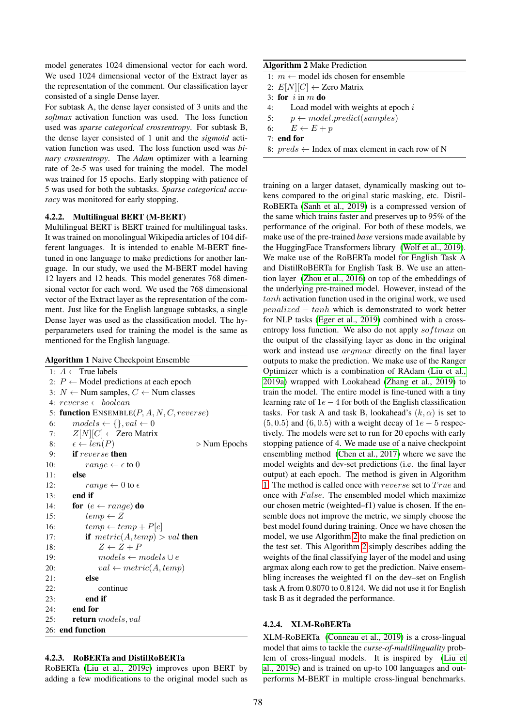model generates 1024 dimensional vector for each word. We used 1024 dimensional vector of the Extract layer as the representation of the comment. Our classification layer consisted of a single Dense layer.

For subtask A, the dense layer consisted of 3 units and the *softmax* activation function was used. The loss function used was *sparse categorical crossentropy*. For subtask B, the dense layer consisted of 1 unit and the *sigmoid* activation function was used. The loss function used was *binary crossentropy*. The *Adam* optimizer with a learning rate of 2e-5 was used for training the model. The model was trained for 15 epochs. Early stopping with patience of 5 was used for both the subtasks. *Sparse categorical accuracy* was monitored for early stopping.

#### 4.2.2. Multilingual BERT (M-BERT)

Multilingual BERT is BERT trained for multilingual tasks. It was trained on monolingual Wikipedia articles of 104 different languages. It is intended to enable M-BERT finetuned in one language to make predictions for another language. In our study, we used the M-BERT model having 12 layers and 12 heads. This model generates 768 dimensional vector for each word. We used the 768 dimensional vector of the Extract layer as the representation of the comment. Just like for the English language subtasks, a single Dense layer was used as the classification model. The hyperparameters used for training the model is the same as mentioned for the English language.

**Algorithm 1** Naive Checkpoint Ensemble

```
1:  A ← True labels
2:  P ← Model predictions at each epoch
3:  N ← Num samples, C ← Num classes
4:  reverse ← boolean
5:  function ENSEMBLE(P, A, N, C, reverse)
6:      models ← {}, val ← 0
7:      Z[N][C] ← Zero Matrix
8:      ε ← len(P)                          ▷ Num Epochs
9:      if reverse then
10:         range ← ε to 0
11:     else
12:         range ← 0 to ε
13:     end if
14:     for (e ← range) do
15:         temp ← Z
16:         temp ← temp + P[e]
17:         if metric(A, temp) > val then
18:             Z ← Z + P
19:             models ← models ∪ e
20:             val ← metric(A, temp)
21:         else
22:             continue
23:         end if
24:     end for
25:     return models, val
26: end function
```

#### 4.2.3. RoBERTa and DistilRoBERTa

RoBERTa (Liu et al., 2019c) improves upon BERT by adding a few modifications to the original model such as training on a larger dataset, dynamically masking out tokens compared to the original static masking, etc. DistilRoBERTa (Sanh et al., 2019) is a compressed version of the same which trains faster and preserves up to 95% of the performance of the original. For both of these models, we make use of the pre-trained *base* versions made available by the HuggingFace Transformers library (Wolf et al., 2019). We make use of the RoBERTa model for English Task A and DistilRoBERTa for English Task B. We use an attention layer (Zhou et al., 2016) on top of the embeddings of the underlying pre-trained model. However, instead of the $tanh$ activation function used in the original work, we used $penalized-tanh$ which is demonstrated to work better for NLP tasks (Eger et al., 2019) combined with a cross-entropy loss function. We also do not apply $softmax$ on the output of the classifying layer as done in the original work and instead use $argmax$ directly on the final layer outputs to make the prediction. We make use of the Ranger Optimizer which is a combination of RAdam (Liu et al., 2019a) wrapped with Lookahead (Zhang et al., 2019) to train the model. The entire model is fine-tuned with a tiny learning rate of $1e-4$ for both of the English classification tasks. For task A and task B, lookahead's $(k, \alpha)$ is set to $(5, 0.5)$ and $(6, 0.5)$ with a weight decay of $1e-5$ respectively. The models were set to run for 20 epochs with early stopping patience of 4. We made use of a naive checkpoint ensembling method (Chen et al., 2017) where we save the model weights and dev-set predictions (i.e. the final layer output) at each epoch. The method is given in Algorithm 1. The method is called once with $reverse$ set to $True$ and once with $False$. The ensembled model which maximize our chosen metric (weighted–f1) value is chosen. If the ensemble does not improve the metric, we simply choose the best model found during training. Once we have chosen the model, we use Algorithm 2 to make the final prediction on the test set. This Algorithm 2 simply describes adding the weights of the final classifying layer of the model and using argmax along each row to get the prediction. Naive ensembling increases the weighted f1 on the dev–set on English task A from 0.8070 to 0.8124. We did not use it for English task B as it degraded the performance.

**Algorithm 2** Make Prediction

```
1: m ← model ids chosen for ensemble
2: E[N][C] ← Zero Matrix
3: for i in m do
4:     Load model with weights at epoch i
5:     p ← model.predict(samples)
6:     E ← E + p
7: end for
8: preds ← Index of max element in each row of N
```

#### 4.2.4. XLM-RoBERTa

XLM-RoBERTa (Conneau et al., 2019) is a cross-lingual model that aims to tackle the *curse-of-multilinguality* problem of cross-lingual models. It is inspired by (Liu et al., 2019c) and is trained on up-to 100 languages and outperforms M-BERT in multiple cross-lingual benchmarks.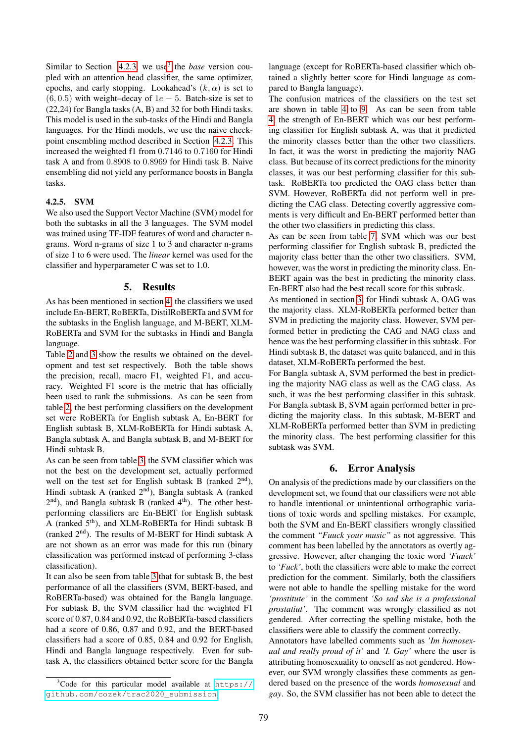Similar to Section 4.2.3, we use[3] the *base* version coupled with an attention head classifier, the same optimizer, epochs, and early stopping. Lookahead's $(k, \alpha)$ is set to $(6, 0.5)$ with weight–decay of $1e-5$. Batch-size is set to (22,24) for Bangla tasks (A, B) and 32 for both Hindi tasks. This model is used in the sub-tasks of the Hindi and Bangla languages. For the Hindi models, we use the naive checkpoint ensembling method described in Section 4.2.3. This increased the weighted f1 from 0.7146 to 0.7160 for Hindi task A and from 0.8908 to 0.8969 for Hindi task B. Naive ensembling did not yield any performance boosts in Bangla tasks.

### 4.2.5. SVM

We also used the Support Vector Machine (SVM) model for both the subtasks in all the 3 languages. The SVM model was trained using TF-IDF features of word and character n-grams. Word n-grams of size 1 to 3 and character n-grams of size 1 to 6 were used. The *linear* kernel was used for the classifier and hyperparameter C was set to 1.0.

## 5. Results

As has been mentioned in section 4, the classifiers we used include En-BERT, RoBERTa, DistilRoBERTa and SVM for the subtasks in the English language, and M-BERT, XLM-RoBERTa and SVM for the subtasks in Hindi and Bangla language.

Table 2 and 3 show the results we obtained on the development and test set respectively. Both the table shows the precision, recall, macro F1, weighted F1, and accuracy. Weighted F1 score is the metric that has officially been used to rank the submissions. As can be seen from table 2, the best performing classifiers on the development set were RoBERTa for English subtask A, En-BERT for English subtask B, XLM-RoBERTa for Hindi subtask A, Bangla subtask A, and Bangla subtask B, and M-BERT for Hindi subtask B.

As can be seen from table 3, the SVM classifier which was not the best on the development set, actually performed well on the test set for English subtask B (ranked 2nd), Hindi subtask A (ranked 2nd), Bangla subtask A (ranked 2nd), and Bangla subtask B (ranked 4th). The other best-performing classifiers are En-BERT for English subtask A (ranked 5th), and XLM-RoBERTa for Hindi subtask B (ranked 2nd). The results of M-BERT for Hindi subtask A are not shown as an error was made for this run (binary classification was performed instead of performing 3-class classification).

It can also be seen from table 3 that for subtask B, the best performance of all the classifiers (SVM, BERT-based, and RoBERTa-based) was obtained for the Bangla language. For subtask B, the SVM classifier had the weighted F1 score of 0.87, 0.84 and 0.92, the RoBERTa-based classifiers had a score of 0.86, 0.87 and 0.92, and the BERT-based classifiers had a score of 0.85, 0.84 and 0.92 for English, Hindi and Bangla language respectively. Even for subtask A, the classifiers obtained better score for the Bangla language (except for RoBERTa-based classifier which obtained a slightly better score for Hindi language as compared to Bangla language).

The confusion matrices of the classifiers on the test set are shown in table 4 to 9. As can be seen from table 4, the strength of En-BERT which was our best performing classifier for English subtask A, was that it predicted the minority classes better than the other two classifiers. In fact, it was the worst in predicting the majority NAG class. But because of its correct predictions for the minority classes, it was our best performing classifier for this subtask. RoBERTa too predicted the OAG class better than SVM. However, RoBERTa did not perform well in predicting the CAG class. Detecting covertly aggressive comments is very difficult and En-BERT performed better than the other two classifiers in predicting this class.

As can be seen from table 7, SVM which was our best performing classifier for English subtask B, predicted the majority class better than the other two classifiers. SVM, however, was the worst in predicting the minority class. En-BERT again was the best in predicting the minority class. En-BERT also had the best recall score for this subtask.

As mentioned in section 3, for Hindi subtask A, OAG was the majority class. XLM-RoBERTa performed better than SVM in predicting the majority class. However, SVM performed better in predicting the CAG and NAG class and hence was the best performing classifier in this subtask. For Hindi subtask B, the dataset was quite balanced, and in this dataset, XLM-RoBERTa performed the best.

For Bangla subtask A, SVM performed the best in predicting the majority NAG class as well as the CAG class. As such, it was the best performing classifier in this subtask. For Bangla subtask B, SVM again performed better in predicting the majority class. In this subtask, M-BERT and XLM-RoBERTa performed better than SVM in predicting the minority class. The best performing classifier for this subtask was SVM.

## 6. Error Analysis

On analysis of the predictions made by our classifiers on the development set, we found that our classifiers were not able to handle intentional or unintentional orthographic variations of toxic words and spelling mistakes. For example, both the SVM and En-BERT classifiers wrongly classified the comment *"Fuuck your music"* as not aggressive. This comment has been labelled by the annotators as overtly aggressive. However, after changing the toxic word *'Fuuck'* to *'Fuck'*, both the classifiers were able to make the correct prediction for the comment. Similarly, both the classifiers were not able to handle the spelling mistake for the word *'prostitute'* in the comment *'So sad she is a professional prostatiut'*. The comment was wrongly classified as not gendered. After correcting the spelling mistake, both the classifiers were able to classify the comment correctly.

Annotators have labelled comments such as *'Im homosexual and really proud of it'* and *'I. Gay'* where the user is attributing homosexuality to oneself as not gendered. However, our SVM wrongly classifies these comments as gendered based on the presence of the words *homosexual* and *gay*. So, the SVM classifier has not been able to detect the

[3] Code for this particular model available at https://github.com/cozek/trac2020_submission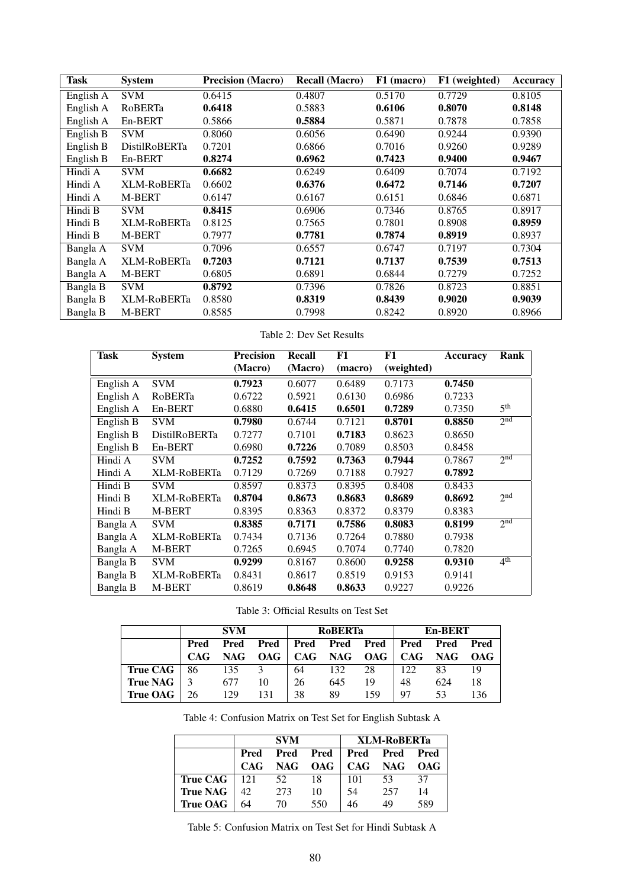| Task | System | Precision (Macro) | Recall (Macro) | F1 (macro) | F1 (weighted) | Accuracy |
|---|---|---|---|---|---|---|
| English A | SVM | 0.6415 | 0.4807 | 0.5170 | 0.7729 | 0.8105 |
| English A | RoBERTa | **0.6418** | 0.5883 | **0.6106** | **0.8070** | **0.8148** |
| English A | En-BERT | 0.5866 | **0.5884** | 0.5871 | 0.7878 | 0.7858 |
| English B | SVM | 0.8060 | 0.6056 | 0.6490 | 0.9244 | 0.9390 |
| English B | DistilRoBERTa | 0.7201 | 0.6866 | 0.7016 | 0.9260 | 0.9289 |
| English B | En-BERT | **0.8274** | **0.6962** | **0.7423** | **0.9400** | **0.9467** |
| Hindi A | SVM | **0.6682** | 0.6249 | 0.6409 | 0.7074 | 0.7192 |
| Hindi A | XLM-RoBERTa | 0.6602 | **0.6376** | **0.6472** | **0.7146** | **0.7207** |
| Hindi A | M-BERT | 0.6147 | 0.6167 | 0.6151 | 0.6846 | 0.6871 |
| Hindi B | SVM | **0.8415** | 0.6906 | 0.7346 | 0.8765 | 0.8917 |
| Hindi B | XLM-RoBERTa | 0.8125 | 0.7565 | 0.7801 | 0.8908 | **0.8959** |
| Hindi B | M-BERT | 0.7977 | **0.7781** | **0.7874** | **0.8919** | 0.8937 |
| Bangla A | SVM | 0.7096 | 0.6557 | 0.6747 | 0.7197 | 0.7304 |
| Bangla A | XLM-RoBERTa | **0.7203** | **0.7121** | **0.7137** | **0.7539** | **0.7513** |
| Bangla A | M-BERT | 0.6805 | 0.6891 | 0.6844 | 0.7279 | 0.7252 |
| Bangla B | SVM | **0.8792** | 0.7396 | 0.7826 | 0.8723 | 0.8851 |
| Bangla B | XLM-RoBERTa | 0.8580 | **0.8319** | **0.8439** | **0.9020** | **0.9039** |
| Bangla B | M-BERT | 0.8585 | 0.7998 | 0.8242 | 0.8920 | 0.8966 |

Table 2: Dev Set Results

| Task | System | Precision (Macro) | Recall (Macro) | F1 (macro) | F1 (weighted) | Accuracy | Rank |
|---|---|---|---|---|---|---|---|
| English A | SVM | **0.7923** | 0.6077 | 0.6489 | 0.7173 | **0.7450** | |
| English A | RoBERTa | 0.6722 | 0.5921 | 0.6130 | 0.6986 | 0.7233 | |
| English A | En-BERT | 0.6880 | **0.6415** | **0.6501** | **0.7289** | 0.7350 | 5th |
| English B | SVM | **0.7980** | 0.6744 | 0.7121 | **0.8701** | **0.8850** | 2nd |
| English B | DistilRoBERTa | 0.7277 | 0.7101 | **0.7183** | 0.8623 | 0.8650 | |
| English B | En-BERT | 0.6980 | **0.7226** | 0.7089 | 0.8503 | 0.8458 | |
| Hindi A | SVM | **0.7252** | **0.7592** | **0.7363** | **0.7944** | 0.7867 | 2nd |
| Hindi A | XLM-RoBERTa | 0.7129 | 0.7269 | 0.7188 | 0.7927 | **0.7892** | |
| Hindi B | SVM | 0.8597 | 0.8373 | 0.8395 | 0.8408 | 0.8433 | |
| Hindi B | XLM-RoBERTa | **0.8704** | **0.8673** | **0.8683** | **0.8689** | **0.8692** | 2nd |
| Hindi B | M-BERT | 0.8395 | 0.8363 | 0.8372 | 0.8379 | 0.8383 | |
| Bangla A | SVM | **0.8385** | **0.7171** | **0.7586** | **0.8083** | **0.8199** | 2nd |
| Bangla A | XLM-RoBERTa | 0.7434 | 0.7136 | 0.7264 | 0.7880 | 0.7938 | |
| Bangla A | M-BERT | 0.7265 | 0.6945 | 0.7074 | 0.7740 | 0.7820 | |
| Bangla B | SVM | **0.9299** | 0.8167 | 0.8600 | **0.9258** | **0.9310** | 4th |
| Bangla B | XLM-RoBERTa | 0.8431 | 0.8617 | 0.8519 | 0.9153 | 0.9141 | |
| Bangla B | M-BERT | 0.8619 | **0.8648** | **0.8633** | 0.9227 | 0.9226 | |

Table 3: Official Results on Test Set

| | SVM | | | RoBERTa | | | En-BERT | | |
|---|---|---|---|---|---|---|---|---|---|
| | Pred CAG | Pred NAG | Pred OAG | Pred CAG | Pred NAG | Pred OAG | Pred CAG | Pred NAG | Pred OAG |
| **True CAG** | 86 | 135 | 3 | 64 | 132 | 28 | 122 | 83 | 19 |
| **True NAG** | 3 | 677 | 10 | 26 | 645 | 19 | 48 | 624 | 18 |
| **True OAG** | 26 | 129 | 131 | 38 | 89 | 159 | 97 | 53 | 136 |

Table 4: Confusion Matrix on Test Set for English Subtask A

| | SVM | | | XLM-RoBERTa | | |
|---|---|---|---|---|---|---|
| | Pred CAG | Pred NAG | Pred OAG | Pred CAG | Pred NAG | Pred OAG |
| **True CAG** | 121 | 52 | 18 | 101 | 53 | 37 |
| **True NAG** | 42 | 273 | 10 | 54 | 257 | 14 |
| **True OAG** | 64 | 70 | 550 | 46 | 49 | 589 |

Table 5: Confusion Matrix on Test Set for Hindi Subtask A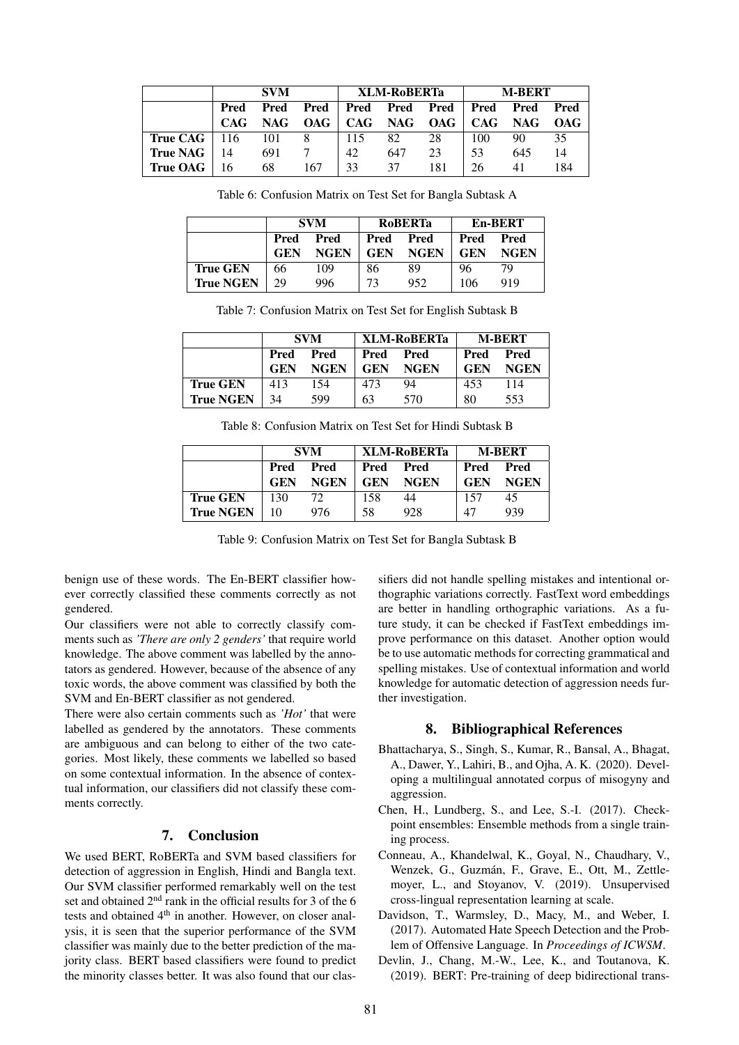| | SVM | | | XLM-RoBERTa | | | M-BERT | | |
|---|---|---|---|---|---|---|---|---|---|
| | **Pred CAG** | **Pred NAG** | **Pred OAG** | **Pred CAG** | **Pred NAG** | **Pred OAG** | **Pred CAG** | **Pred NAG** | **Pred OAG** |
| **True CAG** | 116 | 101 | 8 | 115 | 82 | 28 | 100 | 90 | 35 |
| **True NAG** | 14 | 691 | 7 | 42 | 647 | 23 | 53 | 645 | 14 |
| **True OAG** | 16 | 68 | 167 | 33 | 37 | 181 | 26 | 41 | 184 |

Table 6: Confusion Matrix on Test Set for Bangla Subtask A

| | SVM | | RoBERTa | | En-BERT | |
|---|---|---|---|---|---|---|
| | **Pred GEN** | **Pred NGEN** | **Pred GEN** | **Pred NGEN** | **Pred GEN** | **Pred NGEN** |
| **True GEN** | 66 | 109 | 86 | 89 | 96 | 79 |
| **True NGEN** | 29 | 996 | 73 | 952 | 106 | 919 |

Table 7: Confusion Matrix on Test Set for English Subtask B

| | SVM | | XLM-RoBERTa | | M-BERT | |
|---|---|---|---|---|---|---|
| | **Pred GEN** | **Pred NGEN** | **Pred GEN** | **Pred NGEN** | **Pred GEN** | **Pred NGEN** |
| **True GEN** | 413 | 154 | 473 | 94 | 453 | 114 |
| **True NGEN** | 34 | 599 | 63 | 570 | 80 | 553 |

Table 8: Confusion Matrix on Test Set for Hindi Subtask B

| | SVM | | XLM-RoBERTa | | M-BERT | |
|---|---|---|---|---|---|---|
| | **Pred GEN** | **Pred NGEN** | **Pred GEN** | **Pred NGEN** | **Pred GEN** | **Pred NGEN** |
| **True GEN** | 130 | 72 | 158 | 44 | 157 | 45 |
| **True NGEN** | 10 | 976 | 58 | 928 | 47 | 939 |

Table 9: Confusion Matrix on Test Set for Bangla Subtask B

benign use of these words. The En-BERT classifier however correctly classified these comments correctly as not gendered.

Our classifiers were not able to correctly classify comments such as *'There are only 2 genders'* that require world knowledge. The above comment was labelled by the annotators as gendered. However, because of the absence of any toxic words, the above comment was classified by both the SVM and En-BERT classifier as not gendered.

There were also certain comments such as *'Hot'* that were labelled as gendered by the annotators. These comments are ambiguous and can belong to either of the two categories. Most likely, these comments we labelled so based on some contextual information. In the absence of contextual information, our classifiers did not classify these comments correctly.

## 7. Conclusion

We used BERT, RoBERTa and SVM based classifiers for detection of aggression in English, Hindi and Bangla text. Our SVM classifier performed remarkably well on the test set and obtained 2nd rank in the official results for 3 of the 6 tests and obtained 4th in another. However, on closer analysis, it is seen that the superior performance of the SVM classifier was mainly due to the better prediction of the majority class. BERT based classifiers were found to predict the minority classes better. It was also found that our classifiers did not handle spelling mistakes and intentional orthographic variations correctly. FastText word embeddings are better in handling orthographic variations. As a future study, it can be checked if FastText embeddings improve performance on this dataset. Another option would be to use automatic methods for correcting grammatical and spelling mistakes. Use of contextual information and world knowledge for automatic detection of aggression needs further investigation.

## 8. Bibliographical References

Bhattacharya, S., Singh, S., Kumar, R., Bansal, A., Bhagat, A., Dawer, Y., Lahiri, B., and Ojha, A. K. (2020). Developing a multilingual annotated corpus of misogyny and aggression.

Chen, H., Lundberg, S., and Lee, S.-I. (2017). Checkpoint ensembles: Ensemble methods from a single training process.

Conneau, A., Khandelwal, K., Goyal, N., Chaudhary, V., Wenzek, G., Guzmán, F., Grave, E., Ott, M., Zettlemoyer, L., and Stoyanov, V. (2019). Unsupervised cross-lingual representation learning at scale.

Davidson, T., Warmsley, D., Macy, M., and Weber, I. (2017). Automated Hate Speech Detection and the Problem of Offensive Language. In *Proceedings of ICWSM*.

Devlin, J., Chang, M.-W., Lee, K., and Toutanova, K. (2019). BERT: Pre-training of deep bidirectional trans-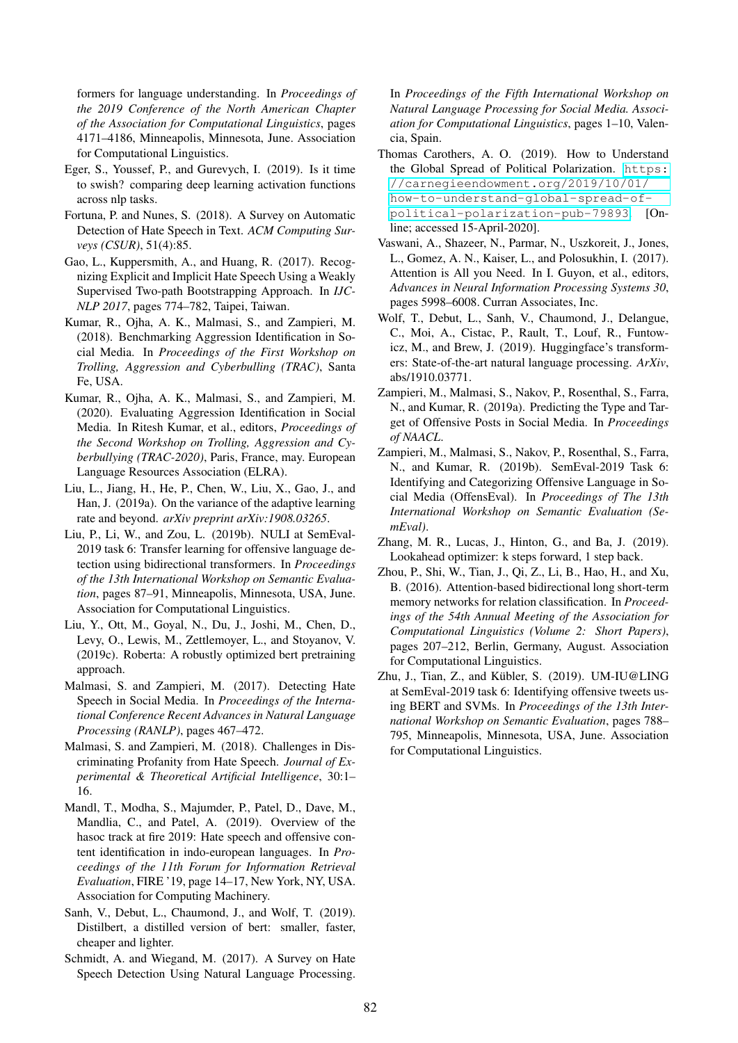formers for language understanding. In *Proceedings of the 2019 Conference of the North American Chapter of the Association for Computational Linguistics*, pages 4171–4186, Minneapolis, Minnesota, June. Association for Computational Linguistics.

Eger, S., Youssef, P., and Gurevych, I. (2019). Is it time to swish? comparing deep learning activation functions across nlp tasks.

Fortuna, P. and Nunes, S. (2018). A Survey on Automatic Detection of Hate Speech in Text. *ACM Computing Surveys (CSUR)*, 51(4):85.

Gao, L., Kuppersmith, A., and Huang, R. (2017). Recognizing Explicit and Implicit Hate Speech Using a Weakly Supervised Two-path Bootstrapping Approach. In *IJCNLP 2017*, pages 774–782, Taipei, Taiwan.

Kumar, R., Ojha, A. K., Malmasi, S., and Zampieri, M. (2018). Benchmarking Aggression Identification in Social Media. In *Proceedings of the First Workshop on Trolling, Aggression and Cyberbulling (TRAC)*, Santa Fe, USA.

Kumar, R., Ojha, A. K., Malmasi, S., and Zampieri, M. (2020). Evaluating Aggression Identification in Social Media. In Ritesh Kumar, et al., editors, *Proceedings of the Second Workshop on Trolling, Aggression and Cyberbullying (TRAC-2020)*, Paris, France, may. European Language Resources Association (ELRA).

Liu, L., Jiang, H., He, P., Chen, W., Liu, X., Gao, J., and Han, J. (2019a). On the variance of the adaptive learning rate and beyond. *arXiv preprint arXiv:1908.03265*.

Liu, P., Li, W., and Zou, L. (2019b). NULI at SemEval-2019 task 6: Transfer learning for offensive language detection using bidirectional transformers. In *Proceedings of the 13th International Workshop on Semantic Evaluation*, pages 87–91, Minneapolis, Minnesota, USA, June. Association for Computational Linguistics.

Liu, Y., Ott, M., Goyal, N., Du, J., Joshi, M., Chen, D., Levy, O., Lewis, M., Zettlemoyer, L., and Stoyanov, V. (2019c). Roberta: A robustly optimized bert pretraining approach.

Malmasi, S. and Zampieri, M. (2017). Detecting Hate Speech in Social Media. In *Proceedings of the International Conference Recent Advances in Natural Language Processing (RANLP)*, pages 467–472.

Malmasi, S. and Zampieri, M. (2018). Challenges in Discriminating Profanity from Hate Speech. *Journal of Experimental & Theoretical Artificial Intelligence*, 30:1–16.

Mandl, T., Modha, S., Majumder, P., Patel, D., Dave, M., Mandlia, C., and Patel, A. (2019). Overview of the hasoc track at fire 2019: Hate speech and offensive content identification in indo-european languages. In *Proceedings of the 11th Forum for Information Retrieval Evaluation*, FIRE '19, page 14–17, New York, NY, USA. Association for Computing Machinery.

Sanh, V., Debut, L., Chaumond, J., and Wolf, T. (2019). Distilbert, a distilled version of bert: smaller, faster, cheaper and lighter.

Schmidt, A. and Wiegand, M. (2017). A Survey on Hate Speech Detection Using Natural Language Processing. In *Proceedings of the Fifth International Workshop on Natural Language Processing for Social Media. Association for Computational Linguistics*, pages 1–10, Valencia, Spain.

Thomas Carothers, A. O. (2019). How to Understand the Global Spread of Political Polarization. https://carnegieendowment.org/2019/10/01/how-to-understand-global-spread-of-political-polarization-pub-79893. [Online; accessed 15-April-2020].

Vaswani, A., Shazeer, N., Parmar, N., Uszkoreit, J., Jones, L., Gomez, A. N., Kaiser, L., and Polosukhin, I. (2017). Attention is All you Need. In I. Guyon, et al., editors, *Advances in Neural Information Processing Systems 30*, pages 5998–6008. Curran Associates, Inc.

Wolf, T., Debut, L., Sanh, V., Chaumond, J., Delangue, C., Moi, A., Cistac, P., Rault, T., Louf, R., Funtowicz, M., and Brew, J. (2019). Huggingface's transformers: State-of-the-art natural language processing. *ArXiv*, abs/1910.03771.

Zampieri, M., Malmasi, S., Nakov, P., Rosenthal, S., Farra, N., and Kumar, R. (2019a). Predicting the Type and Target of Offensive Posts in Social Media. In *Proceedings of NAACL*.

Zampieri, M., Malmasi, S., Nakov, P., Rosenthal, S., Farra, N., and Kumar, R. (2019b). SemEval-2019 Task 6: Identifying and Categorizing Offensive Language in Social Media (OffensEval). In *Proceedings of The 13th International Workshop on Semantic Evaluation (SemEval)*.

Zhang, M. R., Lucas, J., Hinton, G., and Ba, J. (2019). Lookahead optimizer: k steps forward, 1 step back.

Zhou, P., Shi, W., Tian, J., Qi, Z., Li, B., Hao, H., and Xu, B. (2016). Attention-based bidirectional long short-term memory networks for relation classification. In *Proceedings of the 54th Annual Meeting of the Association for Computational Linguistics (Volume 2: Short Papers)*, pages 207–212, Berlin, Germany, August. Association for Computational Linguistics.

Zhu, J., Tian, Z., and Kübler, S. (2019). UM-IU@LING at SemEval-2019 task 6: Identifying offensive tweets using BERT and SVMs. In *Proceedings of the 13th International Workshop on Semantic Evaluation*, pages 788–795, Minneapolis, Minnesota, USA, June. Association for Computational Linguistics.